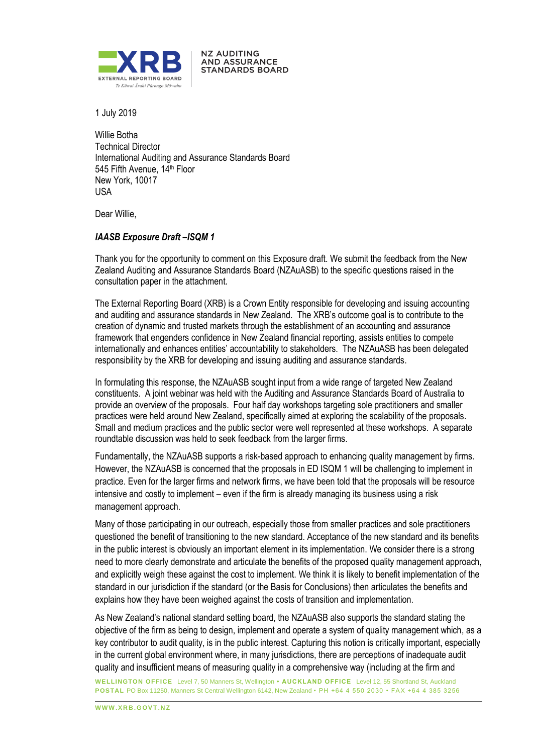XRB EXTERNAL REPORTING BOARD
Te Kāwai Ārahi Pūrongo Mōwaho

NZ AUDITING AND ASSURANCE STANDARDS BOARD

1 July 2019

Willie Botha
Technical Director
International Auditing and Assurance Standards Board
545 Fifth Avenue, 14th Floor
New York, 10017
USA

Dear Willie,

***IAASB Exposure Draft –ISQM 1***

Thank you for the opportunity to comment on this Exposure draft. We submit the feedback from the New Zealand Auditing and Assurance Standards Board (NZAuASB) to the specific questions raised in the consultation paper in the attachment.

The External Reporting Board (XRB) is a Crown Entity responsible for developing and issuing accounting and auditing and assurance standards in New Zealand. The XRB's outcome goal is to contribute to the creation of dynamic and trusted markets through the establishment of an accounting and assurance framework that engenders confidence in New Zealand financial reporting, assists entities to compete internationally and enhances entities' accountability to stakeholders. The NZAuASB has been delegated responsibility by the XRB for developing and issuing auditing and assurance standards.

In formulating this response, the NZAuASB sought input from a wide range of targeted New Zealand constituents. A joint webinar was held with the Auditing and Assurance Standards Board of Australia to provide an overview of the proposals. Four half day workshops targeting sole practitioners and smaller practices were held around New Zealand, specifically aimed at exploring the scalability of the proposals. Small and medium practices and the public sector were well represented at these workshops. A separate roundtable discussion was held to seek feedback from the larger firms.

Fundamentally, the NZAuASB supports a risk-based approach to enhancing quality management by firms. However, the NZAuASB is concerned that the proposals in ED ISQM 1 will be challenging to implement in practice. Even for the larger firms and network firms, we have been told that the proposals will be resource intensive and costly to implement – even if the firm is already managing its business using a risk management approach.

Many of those participating in our outreach, especially those from smaller practices and sole practitioners questioned the benefit of transitioning to the new standard. Acceptance of the new standard and its benefits in the public interest is obviously an important element in its implementation. We consider there is a strong need to more clearly demonstrate and articulate the benefits of the proposed quality management approach, and explicitly weigh these against the cost to implement. We think it is likely to benefit implementation of the standard in our jurisdiction if the standard (or the Basis for Conclusions) then articulates the benefits and explains how they have been weighed against the costs of transition and implementation.

As New Zealand's national standard setting board, the NZAuASB also supports the standard stating the objective of the firm as being to design, implement and operate a system of quality management which, as a key contributor to audit quality, is in the public interest. Capturing this notion is critically important, especially in the current global environment where, in many jurisdictions, there are perceptions of inadequate audit quality and insufficient means of measuring quality in a comprehensive way (including at the firm and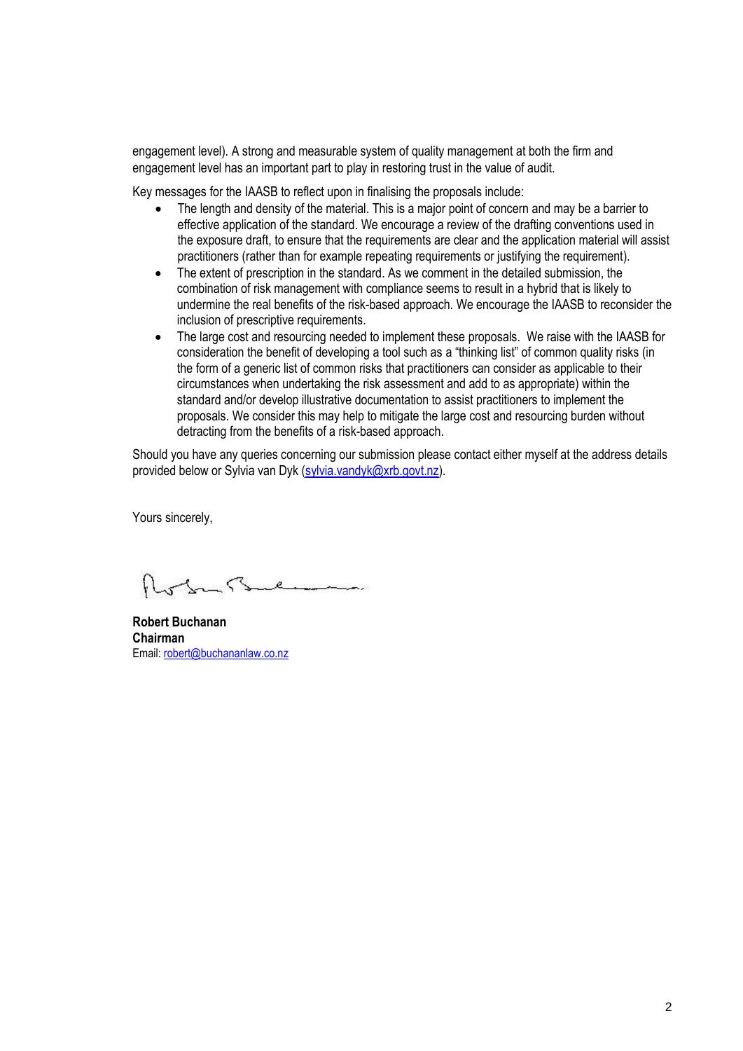engagement level). A strong and measurable system of quality management at both the firm and engagement level has an important part to play in restoring trust in the value of audit.

Key messages for the IAASB to reflect upon in finalising the proposals include:

- The length and density of the material. This is a major point of concern and may be a barrier to effective application of the standard. We encourage a review of the drafting conventions used in the exposure draft, to ensure that the requirements are clear and the application material will assist practitioners (rather than for example repeating requirements or justifying the requirement).
- The extent of prescription in the standard. As we comment in the detailed submission, the combination of risk management with compliance seems to result in a hybrid that is likely to undermine the real benefits of the risk-based approach. We encourage the IAASB to reconsider the inclusion of prescriptive requirements.
- The large cost and resourcing needed to implement these proposals. We raise with the IAASB for consideration the benefit of developing a tool such as a "thinking list" of common quality risks (in the form of a generic list of common risks that practitioners can consider as applicable to their circumstances when undertaking the risk assessment and add to as appropriate) within the standard and/or develop illustrative documentation to assist practitioners to implement the proposals. We consider this may help to mitigate the large cost and resourcing burden without detracting from the benefits of a risk-based approach.

Should you have any queries concerning our submission please contact either myself at the address details provided below or Sylvia van Dyk (sylvia.vandyk@xrb.govt.nz).

Yours sincerely,

**Robert Buchanan**
**Chairman**
Email: robert@buchananlaw.co.nz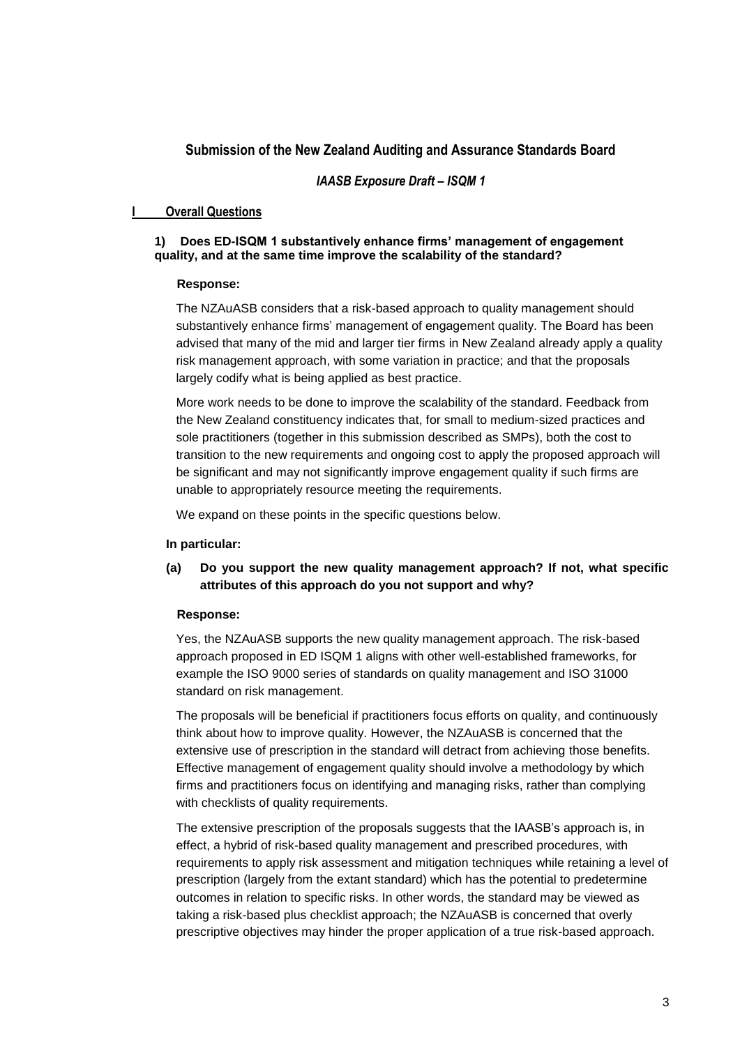## Submission of the New Zealand Auditing and Assurance Standards Board

### *IAASB Exposure Draft – ISQM 1*

### I Overall Questions

**1) Does ED-ISQM 1 substantively enhance firms' management of engagement quality, and at the same time improve the scalability of the standard?**

**Response:**

The NZAuASB considers that a risk-based approach to quality management should substantively enhance firms' management of engagement quality. The Board has been advised that many of the mid and larger tier firms in New Zealand already apply a quality risk management approach, with some variation in practice; and that the proposals largely codify what is being applied as best practice.

More work needs to be done to improve the scalability of the standard. Feedback from the New Zealand constituency indicates that, for small to medium-sized practices and sole practitioners (together in this submission described as SMPs), both the cost to transition to the new requirements and ongoing cost to apply the proposed approach will be significant and may not significantly improve engagement quality if such firms are unable to appropriately resource meeting the requirements.

We expand on these points in the specific questions below.

**In particular:**

**(a) Do you support the new quality management approach? If not, what specific attributes of this approach do you not support and why?**

**Response:**

Yes, the NZAuASB supports the new quality management approach. The risk-based approach proposed in ED ISQM 1 aligns with other well-established frameworks, for example the ISO 9000 series of standards on quality management and ISO 31000 standard on risk management.

The proposals will be beneficial if practitioners focus efforts on quality, and continuously think about how to improve quality. However, the NZAuASB is concerned that the extensive use of prescription in the standard will detract from achieving those benefits. Effective management of engagement quality should involve a methodology by which firms and practitioners focus on identifying and managing risks, rather than complying with checklists of quality requirements.

The extensive prescription of the proposals suggests that the IAASB's approach is, in effect, a hybrid of risk-based quality management and prescribed procedures, with requirements to apply risk assessment and mitigation techniques while retaining a level of prescription (largely from the extant standard) which has the potential to predetermine outcomes in relation to specific risks. In other words, the standard may be viewed as taking a risk-based plus checklist approach; the NZAuASB is concerned that overly prescriptive objectives may hinder the proper application of a true risk-based approach.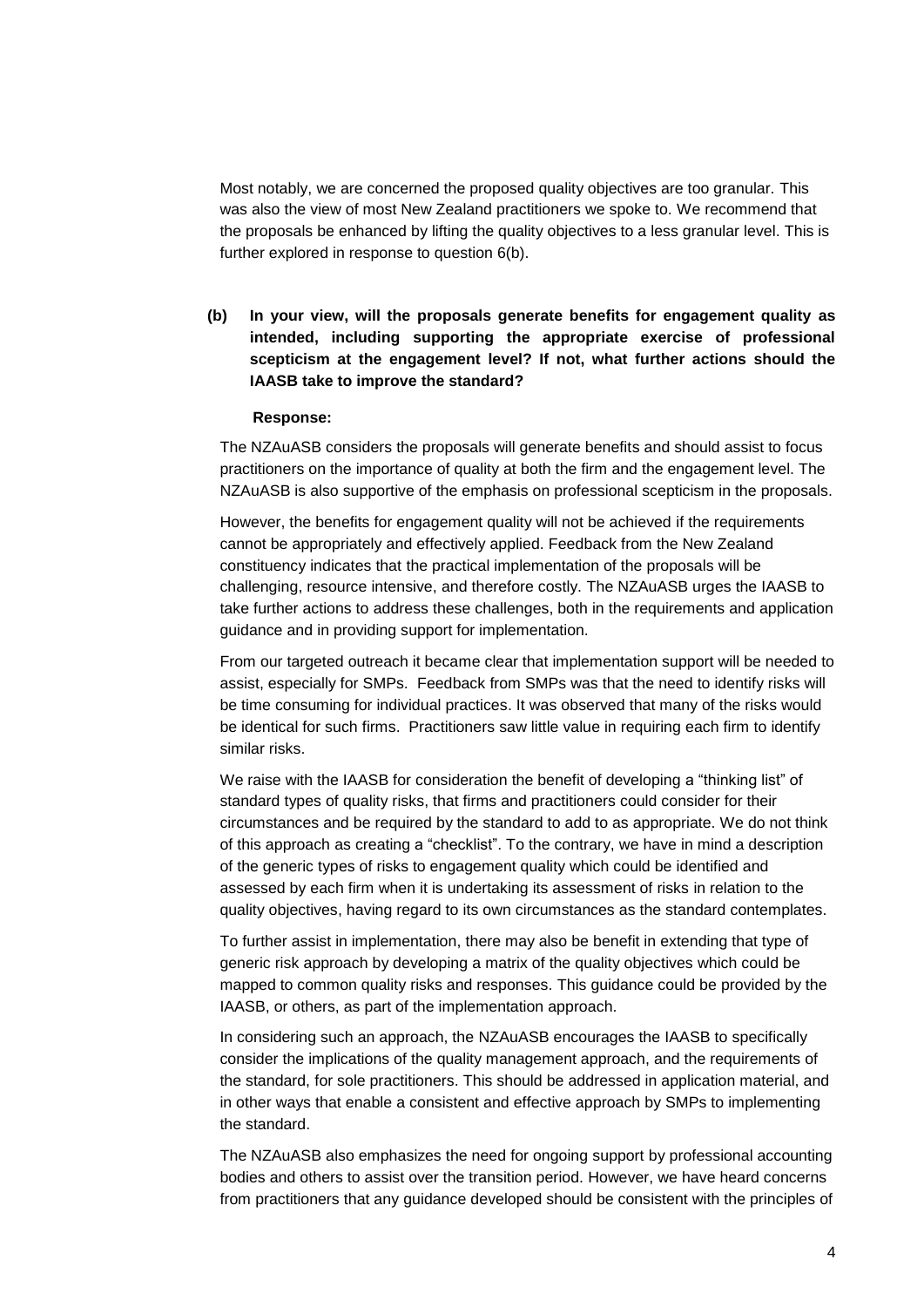Most notably, we are concerned the proposed quality objectives are too granular. This was also the view of most New Zealand practitioners we spoke to. We recommend that the proposals be enhanced by lifting the quality objectives to a less granular level. This is further explored in response to question 6(b).

**(b) In your view, will the proposals generate benefits for engagement quality as intended, including supporting the appropriate exercise of professional scepticism at the engagement level? If not, what further actions should the IAASB take to improve the standard?**

**Response:**

The NZAuASB considers the proposals will generate benefits and should assist to focus practitioners on the importance of quality at both the firm and the engagement level. The NZAuASB is also supportive of the emphasis on professional scepticism in the proposals.

However, the benefits for engagement quality will not be achieved if the requirements cannot be appropriately and effectively applied. Feedback from the New Zealand constituency indicates that the practical implementation of the proposals will be challenging, resource intensive, and therefore costly. The NZAuASB urges the IAASB to take further actions to address these challenges, both in the requirements and application guidance and in providing support for implementation.

From our targeted outreach it became clear that implementation support will be needed to assist, especially for SMPs. Feedback from SMPs was that the need to identify risks will be time consuming for individual practices. It was observed that many of the risks would be identical for such firms. Practitioners saw little value in requiring each firm to identify similar risks.

We raise with the IAASB for consideration the benefit of developing a "thinking list" of standard types of quality risks, that firms and practitioners could consider for their circumstances and be required by the standard to add to as appropriate. We do not think of this approach as creating a "checklist". To the contrary, we have in mind a description of the generic types of risks to engagement quality which could be identified and assessed by each firm when it is undertaking its assessment of risks in relation to the quality objectives, having regard to its own circumstances as the standard contemplates.

To further assist in implementation, there may also be benefit in extending that type of generic risk approach by developing a matrix of the quality objectives which could be mapped to common quality risks and responses. This guidance could be provided by the IAASB, or others, as part of the implementation approach.

In considering such an approach, the NZAuASB encourages the IAASB to specifically consider the implications of the quality management approach, and the requirements of the standard, for sole practitioners. This should be addressed in application material, and in other ways that enable a consistent and effective approach by SMPs to implementing the standard.

The NZAuASB also emphasizes the need for ongoing support by professional accounting bodies and others to assist over the transition period. However, we have heard concerns from practitioners that any guidance developed should be consistent with the principles of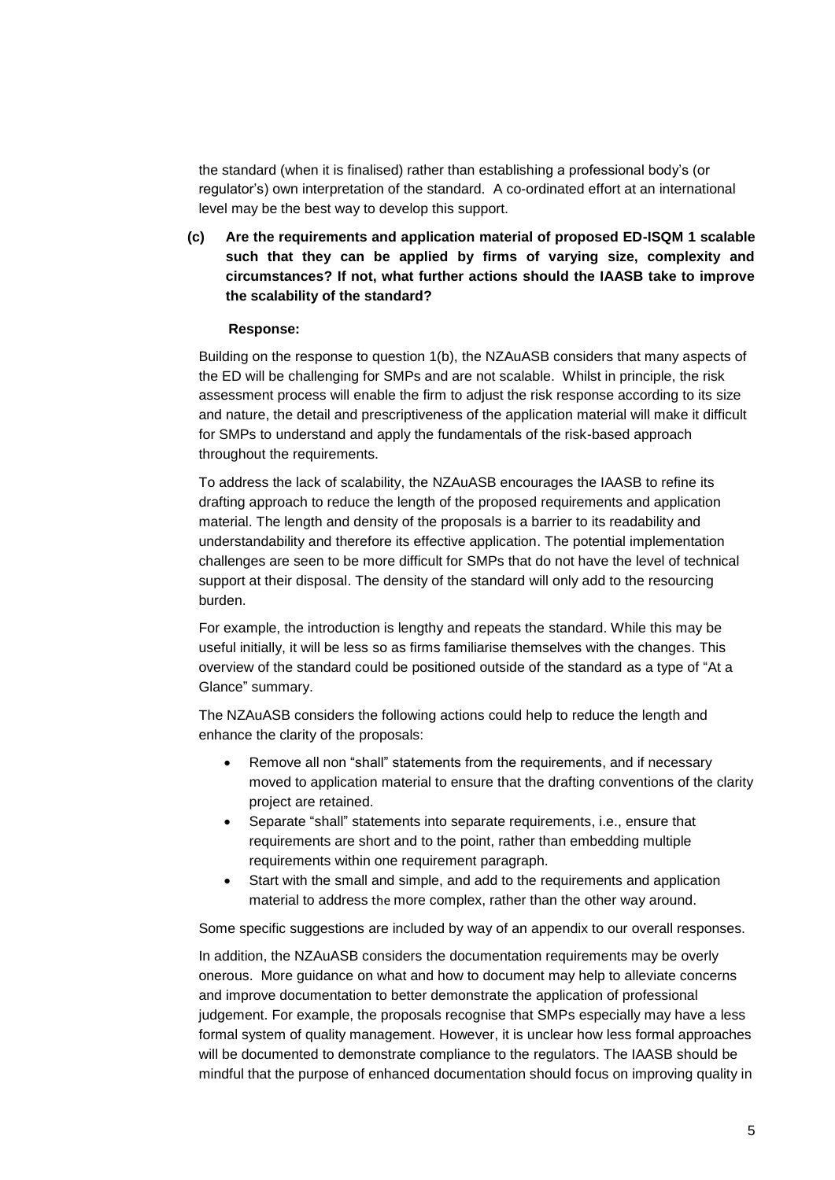the standard (when it is finalised) rather than establishing a professional body's (or regulator's) own interpretation of the standard. A co-ordinated effort at an international level may be the best way to develop this support.

**(c) Are the requirements and application material of proposed ED-ISQM 1 scalable such that they can be applied by firms of varying size, complexity and circumstances? If not, what further actions should the IAASB take to improve the scalability of the standard?**

**Response:**

Building on the response to question 1(b), the NZAuASB considers that many aspects of the ED will be challenging for SMPs and are not scalable. Whilst in principle, the risk assessment process will enable the firm to adjust the risk response according to its size and nature, the detail and prescriptiveness of the application material will make it difficult for SMPs to understand and apply the fundamentals of the risk-based approach throughout the requirements.

To address the lack of scalability, the NZAuASB encourages the IAASB to refine its drafting approach to reduce the length of the proposed requirements and application material. The length and density of the proposals is a barrier to its readability and understandability and therefore its effective application. The potential implementation challenges are seen to be more difficult for SMPs that do not have the level of technical support at their disposal. The density of the standard will only add to the resourcing burden.

For example, the introduction is lengthy and repeats the standard. While this may be useful initially, it will be less so as firms familiarise themselves with the changes. This overview of the standard could be positioned outside of the standard as a type of "At a Glance" summary.

The NZAuASB considers the following actions could help to reduce the length and enhance the clarity of the proposals:

- Remove all non "shall" statements from the requirements, and if necessary moved to application material to ensure that the drafting conventions of the clarity project are retained.
- Separate "shall" statements into separate requirements, i.e., ensure that requirements are short and to the point, rather than embedding multiple requirements within one requirement paragraph.
- Start with the small and simple, and add to the requirements and application material to address the more complex, rather than the other way around.

Some specific suggestions are included by way of an appendix to our overall responses.

In addition, the NZAuASB considers the documentation requirements may be overly onerous. More guidance on what and how to document may help to alleviate concerns and improve documentation to better demonstrate the application of professional judgement. For example, the proposals recognise that SMPs especially may have a less formal system of quality management. However, it is unclear how less formal approaches will be documented to demonstrate compliance to the regulators. The IAASB should be mindful that the purpose of enhanced documentation should focus on improving quality in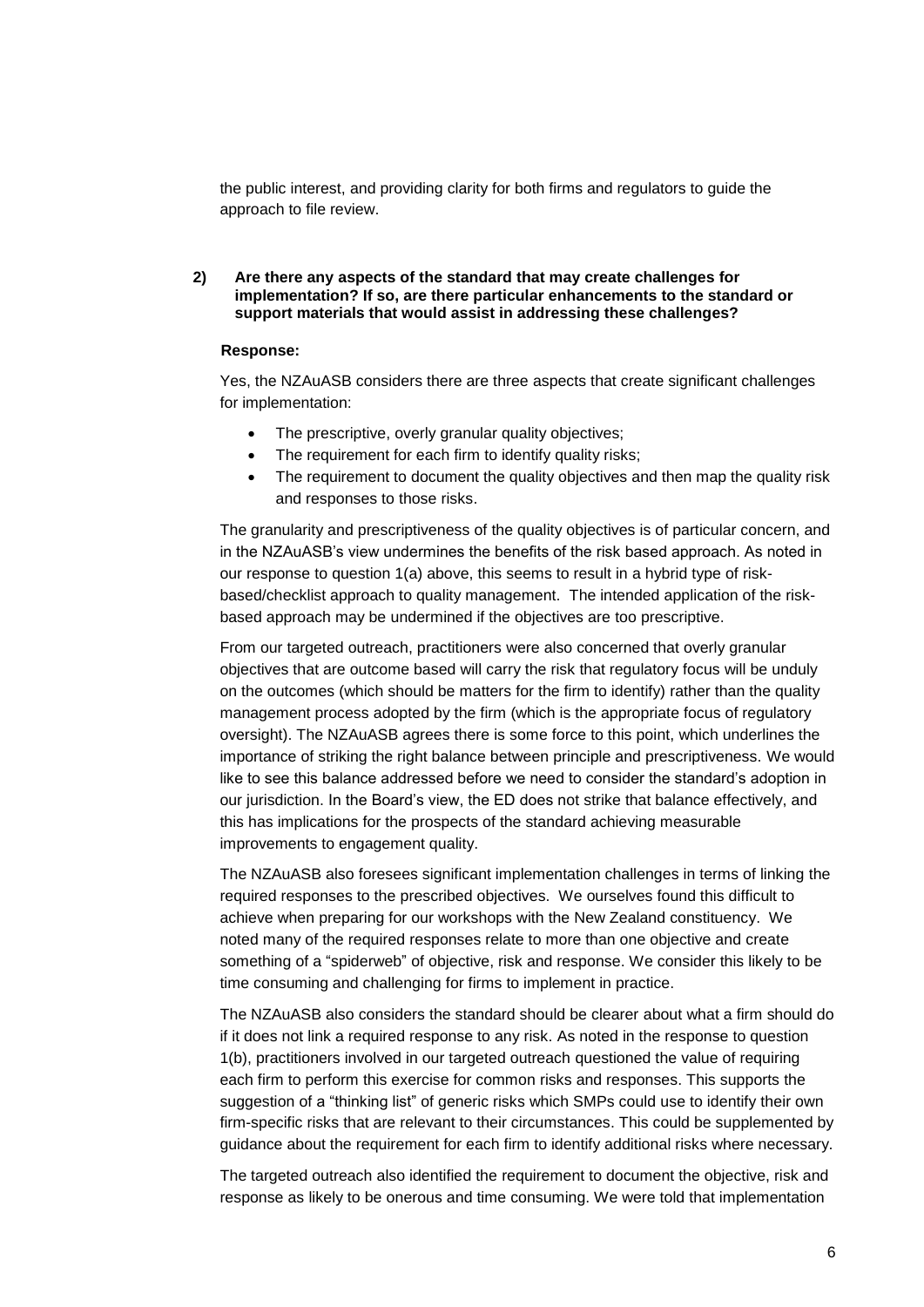the public interest, and providing clarity for both firms and regulators to guide the approach to file review.

**2) Are there any aspects of the standard that may create challenges for implementation? If so, are there particular enhancements to the standard or support materials that would assist in addressing these challenges?**

**Response:**

Yes, the NZAuASB considers there are three aspects that create significant challenges for implementation:

- The prescriptive, overly granular quality objectives;
- The requirement for each firm to identify quality risks;
- The requirement to document the quality objectives and then map the quality risk and responses to those risks.

The granularity and prescriptiveness of the quality objectives is of particular concern, and in the NZAuASB's view undermines the benefits of the risk based approach. As noted in our response to question 1(a) above, this seems to result in a hybrid type of risk-based/checklist approach to quality management. The intended application of the risk-based approach may be undermined if the objectives are too prescriptive.

From our targeted outreach, practitioners were also concerned that overly granular objectives that are outcome based will carry the risk that regulatory focus will be unduly on the outcomes (which should be matters for the firm to identify) rather than the quality management process adopted by the firm (which is the appropriate focus of regulatory oversight). The NZAuASB agrees there is some force to this point, which underlines the importance of striking the right balance between principle and prescriptiveness. We would like to see this balance addressed before we need to consider the standard's adoption in our jurisdiction. In the Board's view, the ED does not strike that balance effectively, and this has implications for the prospects of the standard achieving measurable improvements to engagement quality.

The NZAuASB also foresees significant implementation challenges in terms of linking the required responses to the prescribed objectives. We ourselves found this difficult to achieve when preparing for our workshops with the New Zealand constituency. We noted many of the required responses relate to more than one objective and create something of a "spiderweb" of objective, risk and response. We consider this likely to be time consuming and challenging for firms to implement in practice.

The NZAuASB also considers the standard should be clearer about what a firm should do if it does not link a required response to any risk. As noted in the response to question 1(b), practitioners involved in our targeted outreach questioned the value of requiring each firm to perform this exercise for common risks and responses. This supports the suggestion of a "thinking list" of generic risks which SMPs could use to identify their own firm-specific risks that are relevant to their circumstances. This could be supplemented by guidance about the requirement for each firm to identify additional risks where necessary.

The targeted outreach also identified the requirement to document the objective, risk and response as likely to be onerous and time consuming. We were told that implementation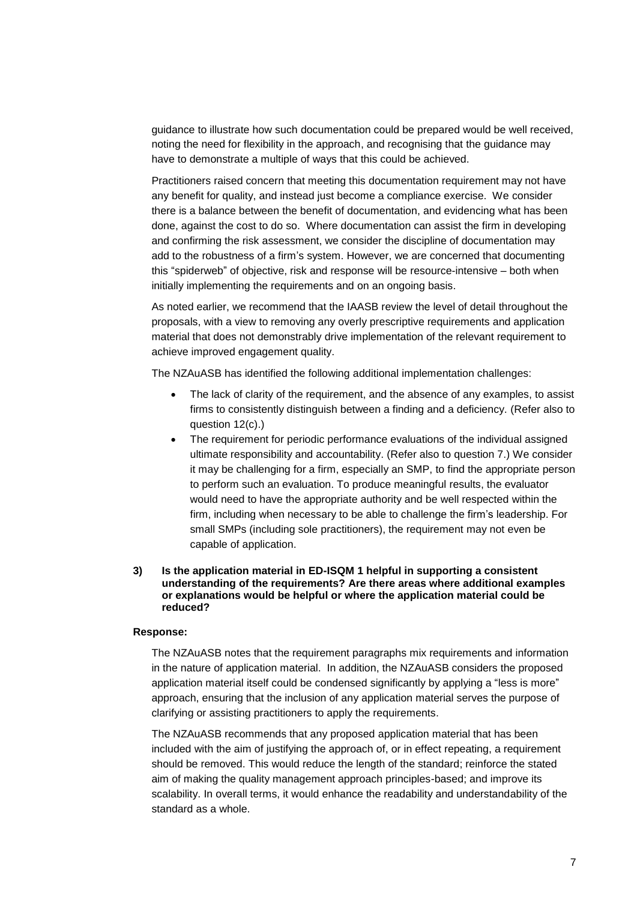guidance to illustrate how such documentation could be prepared would be well received, noting the need for flexibility in the approach, and recognising that the guidance may have to demonstrate a multiple of ways that this could be achieved.

Practitioners raised concern that meeting this documentation requirement may not have any benefit for quality, and instead just become a compliance exercise. We consider there is a balance between the benefit of documentation, and evidencing what has been done, against the cost to do so. Where documentation can assist the firm in developing and confirming the risk assessment, we consider the discipline of documentation may add to the robustness of a firm's system. However, we are concerned that documenting this "spiderweb" of objective, risk and response will be resource-intensive – both when initially implementing the requirements and on an ongoing basis.

As noted earlier, we recommend that the IAASB review the level of detail throughout the proposals, with a view to removing any overly prescriptive requirements and application material that does not demonstrably drive implementation of the relevant requirement to achieve improved engagement quality.

The NZAuASB has identified the following additional implementation challenges:

- The lack of clarity of the requirement, and the absence of any examples, to assist firms to consistently distinguish between a finding and a deficiency. (Refer also to question 12(c).)
- The requirement for periodic performance evaluations of the individual assigned ultimate responsibility and accountability. (Refer also to question 7.) We consider it may be challenging for a firm, especially an SMP, to find the appropriate person to perform such an evaluation. To produce meaningful results, the evaluator would need to have the appropriate authority and be well respected within the firm, including when necessary to be able to challenge the firm's leadership. For small SMPs (including sole practitioners), the requirement may not even be capable of application.

**3) Is the application material in ED-ISQM 1 helpful in supporting a consistent understanding of the requirements? Are there areas where additional examples or explanations would be helpful or where the application material could be reduced?**

**Response:**

The NZAuASB notes that the requirement paragraphs mix requirements and information in the nature of application material. In addition, the NZAuASB considers the proposed application material itself could be condensed significantly by applying a "less is more" approach, ensuring that the inclusion of any application material serves the purpose of clarifying or assisting practitioners to apply the requirements.

The NZAuASB recommends that any proposed application material that has been included with the aim of justifying the approach of, or in effect repeating, a requirement should be removed. This would reduce the length of the standard; reinforce the stated aim of making the quality management approach principles-based; and improve its scalability. In overall terms, it would enhance the readability and understandability of the standard as a whole.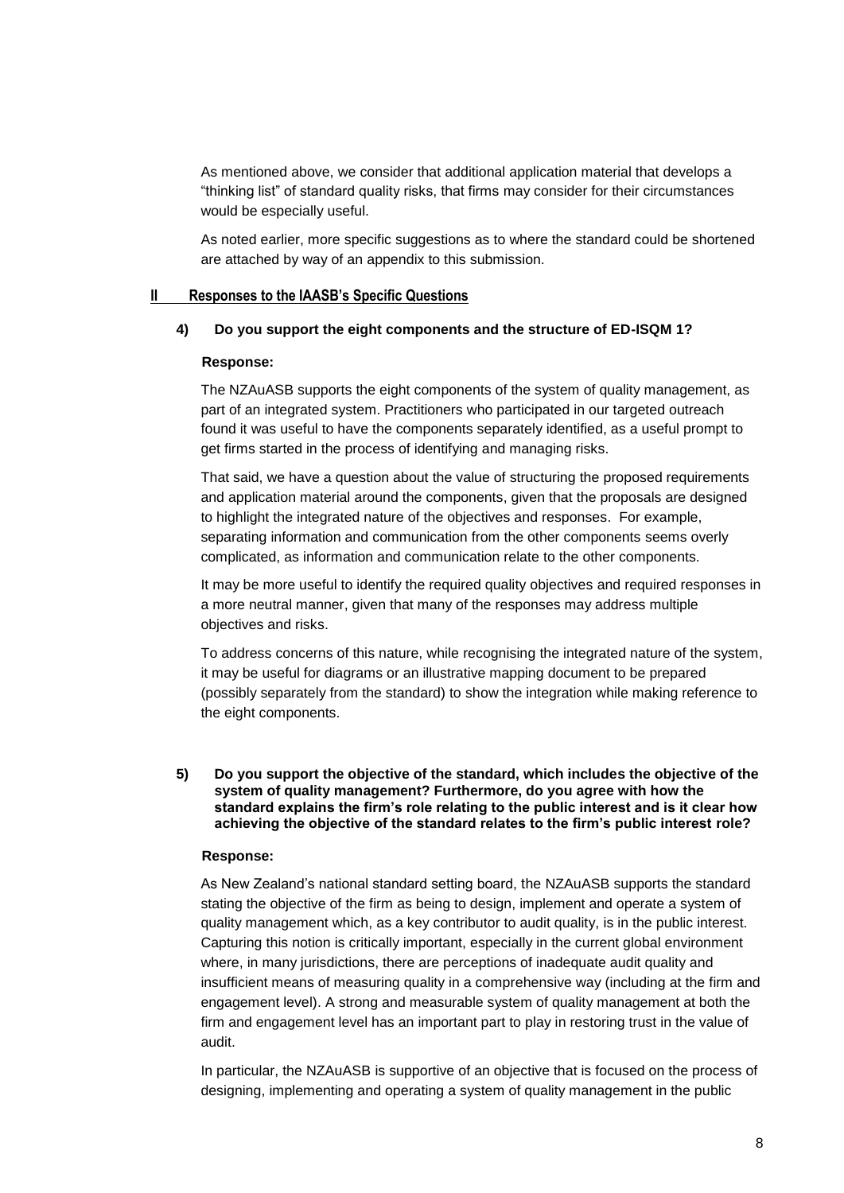As mentioned above, we consider that additional application material that develops a "thinking list" of standard quality risks, that firms may consider for their circumstances would be especially useful.

As noted earlier, more specific suggestions as to where the standard could be shortened are attached by way of an appendix to this submission.

## II Responses to the IAASB's Specific Questions

**4) Do you support the eight components and the structure of ED-ISQM 1?**

**Response:**

The NZAuASB supports the eight components of the system of quality management, as part of an integrated system. Practitioners who participated in our targeted outreach found it was useful to have the components separately identified, as a useful prompt to get firms started in the process of identifying and managing risks.

That said, we have a question about the value of structuring the proposed requirements and application material around the components, given that the proposals are designed to highlight the integrated nature of the objectives and responses. For example, separating information and communication from the other components seems overly complicated, as information and communication relate to the other components.

It may be more useful to identify the required quality objectives and required responses in a more neutral manner, given that many of the responses may address multiple objectives and risks.

To address concerns of this nature, while recognising the integrated nature of the system, it may be useful for diagrams or an illustrative mapping document to be prepared (possibly separately from the standard) to show the integration while making reference to the eight components.

**5) Do you support the objective of the standard, which includes the objective of the system of quality management? Furthermore, do you agree with how the standard explains the firm's role relating to the public interest and is it clear how achieving the objective of the standard relates to the firm's public interest role?**

**Response:**

As New Zealand's national standard setting board, the NZAuASB supports the standard stating the objective of the firm as being to design, implement and operate a system of quality management which, as a key contributor to audit quality, is in the public interest. Capturing this notion is critically important, especially in the current global environment where, in many jurisdictions, there are perceptions of inadequate audit quality and insufficient means of measuring quality in a comprehensive way (including at the firm and engagement level). A strong and measurable system of quality management at both the firm and engagement level has an important part to play in restoring trust in the value of audit.

In particular, the NZAuASB is supportive of an objective that is focused on the process of designing, implementing and operating a system of quality management in the public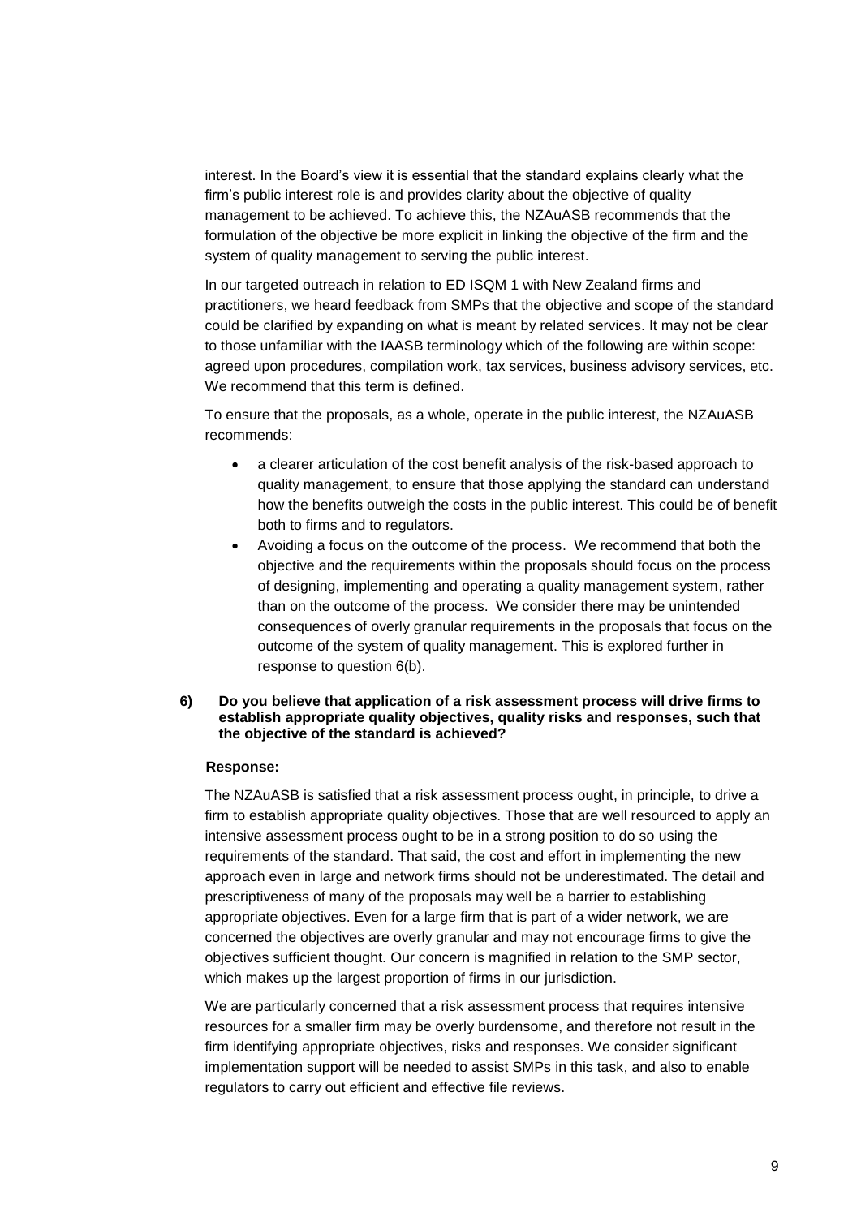interest. In the Board's view it is essential that the standard explains clearly what the firm's public interest role is and provides clarity about the objective of quality management to be achieved. To achieve this, the NZAuASB recommends that the formulation of the objective be more explicit in linking the objective of the firm and the system of quality management to serving the public interest.

In our targeted outreach in relation to ED ISQM 1 with New Zealand firms and practitioners, we heard feedback from SMPs that the objective and scope of the standard could be clarified by expanding on what is meant by related services. It may not be clear to those unfamiliar with the IAASB terminology which of the following are within scope: agreed upon procedures, compilation work, tax services, business advisory services, etc. We recommend that this term is defined.

To ensure that the proposals, as a whole, operate in the public interest, the NZAuASB recommends:

- a clearer articulation of the cost benefit analysis of the risk-based approach to quality management, to ensure that those applying the standard can understand how the benefits outweigh the costs in the public interest. This could be of benefit both to firms and to regulators.
- Avoiding a focus on the outcome of the process. We recommend that both the objective and the requirements within the proposals should focus on the process of designing, implementing and operating a quality management system, rather than on the outcome of the process. We consider there may be unintended consequences of overly granular requirements in the proposals that focus on the outcome of the system of quality management. This is explored further in response to question 6(b).

**6) Do you believe that application of a risk assessment process will drive firms to establish appropriate quality objectives, quality risks and responses, such that the objective of the standard is achieved?**

**Response:**

The NZAuASB is satisfied that a risk assessment process ought, in principle, to drive a firm to establish appropriate quality objectives. Those that are well resourced to apply an intensive assessment process ought to be in a strong position to do so using the requirements of the standard. That said, the cost and effort in implementing the new approach even in large and network firms should not be underestimated. The detail and prescriptiveness of many of the proposals may well be a barrier to establishing appropriate objectives. Even for a large firm that is part of a wider network, we are concerned the objectives are overly granular and may not encourage firms to give the objectives sufficient thought. Our concern is magnified in relation to the SMP sector, which makes up the largest proportion of firms in our jurisdiction.

We are particularly concerned that a risk assessment process that requires intensive resources for a smaller firm may be overly burdensome, and therefore not result in the firm identifying appropriate objectives, risks and responses. We consider significant implementation support will be needed to assist SMPs in this task, and also to enable regulators to carry out efficient and effective file reviews.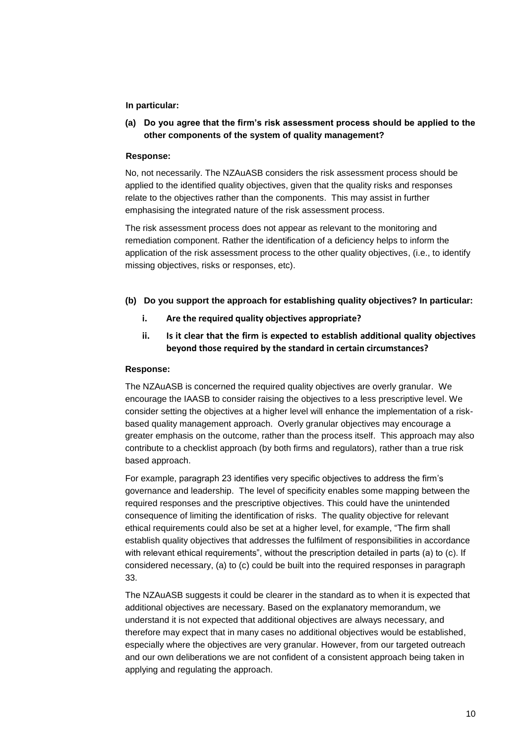**In particular:**

**(a) Do you agree that the firm's risk assessment process should be applied to the other components of the system of quality management?**

**Response:**

No, not necessarily. The NZAuASB considers the risk assessment process should be applied to the identified quality objectives, given that the quality risks and responses relate to the objectives rather than the components. This may assist in further emphasising the integrated nature of the risk assessment process.

The risk assessment process does not appear as relevant to the monitoring and remediation component. Rather the identification of a deficiency helps to inform the application of the risk assessment process to the other quality objectives, (i.e., to identify missing objectives, risks or responses, etc).

**(b) Do you support the approach for establishing quality objectives? In particular:**

**i. Are the required quality objectives appropriate?**

**ii. Is it clear that the firm is expected to establish additional quality objectives beyond those required by the standard in certain circumstances?**

**Response:**

The NZAuASB is concerned the required quality objectives are overly granular. We encourage the IAASB to consider raising the objectives to a less prescriptive level. We consider setting the objectives at a higher level will enhance the implementation of a risk-based quality management approach. Overly granular objectives may encourage a greater emphasis on the outcome, rather than the process itself. This approach may also contribute to a checklist approach (by both firms and regulators), rather than a true risk based approach.

For example, paragraph 23 identifies very specific objectives to address the firm's governance and leadership. The level of specificity enables some mapping between the required responses and the prescriptive objectives. This could have the unintended consequence of limiting the identification of risks. The quality objective for relevant ethical requirements could also be set at a higher level, for example, "The firm shall establish quality objectives that addresses the fulfilment of responsibilities in accordance with relevant ethical requirements", without the prescription detailed in parts (a) to (c). If considered necessary, (a) to (c) could be built into the required responses in paragraph 33.

The NZAuASB suggests it could be clearer in the standard as to when it is expected that additional objectives are necessary. Based on the explanatory memorandum, we understand it is not expected that additional objectives are always necessary, and therefore may expect that in many cases no additional objectives would be established, especially where the objectives are very granular. However, from our targeted outreach and our own deliberations we are not confident of a consistent approach being taken in applying and regulating the approach.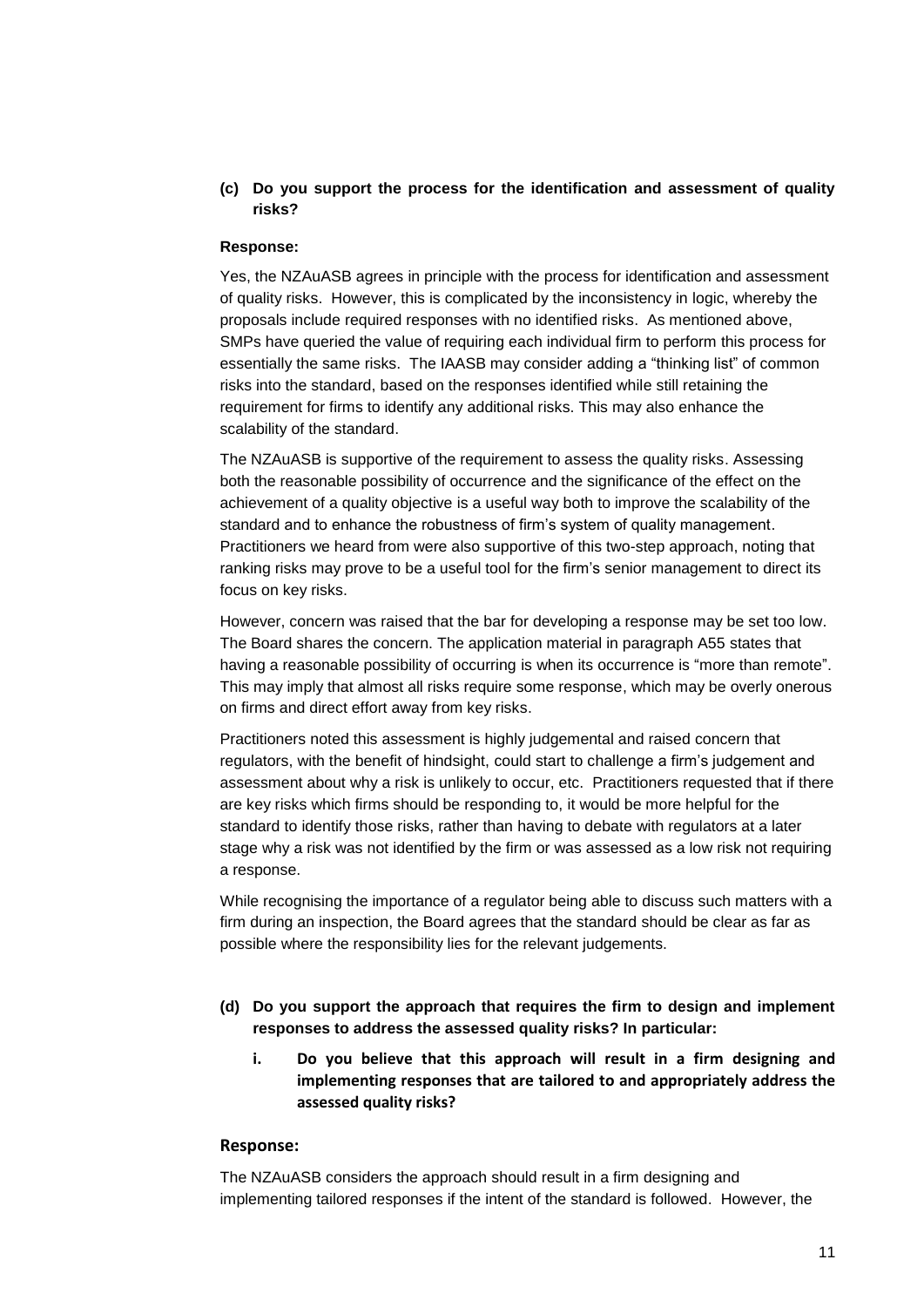**(c) Do you support the process for the identification and assessment of quality risks?**

**Response:**

Yes, the NZAuASB agrees in principle with the process for identification and assessment of quality risks. However, this is complicated by the inconsistency in logic, whereby the proposals include required responses with no identified risks. As mentioned above, SMPs have queried the value of requiring each individual firm to perform this process for essentially the same risks. The IAASB may consider adding a "thinking list" of common risks into the standard, based on the responses identified while still retaining the requirement for firms to identify any additional risks. This may also enhance the scalability of the standard.

The NZAuASB is supportive of the requirement to assess the quality risks. Assessing both the reasonable possibility of occurrence and the significance of the effect on the achievement of a quality objective is a useful way both to improve the scalability of the standard and to enhance the robustness of firm's system of quality management. Practitioners we heard from were also supportive of this two-step approach, noting that ranking risks may prove to be a useful tool for the firm's senior management to direct its focus on key risks.

However, concern was raised that the bar for developing a response may be set too low. The Board shares the concern. The application material in paragraph A55 states that having a reasonable possibility of occurring is when its occurrence is "more than remote". This may imply that almost all risks require some response, which may be overly onerous on firms and direct effort away from key risks.

Practitioners noted this assessment is highly judgemental and raised concern that regulators, with the benefit of hindsight, could start to challenge a firm's judgement and assessment about why a risk is unlikely to occur, etc. Practitioners requested that if there are key risks which firms should be responding to, it would be more helpful for the standard to identify those risks, rather than having to debate with regulators at a later stage why a risk was not identified by the firm or was assessed as a low risk not requiring a response.

While recognising the importance of a regulator being able to discuss such matters with a firm during an inspection, the Board agrees that the standard should be clear as far as possible where the responsibility lies for the relevant judgements.

**(d) Do you support the approach that requires the firm to design and implement responses to address the assessed quality risks? In particular:**

**i. Do you believe that this approach will result in a firm designing and implementing responses that are tailored to and appropriately address the assessed quality risks?**

**Response:**

The NZAuASB considers the approach should result in a firm designing and implementing tailored responses if the intent of the standard is followed. However, the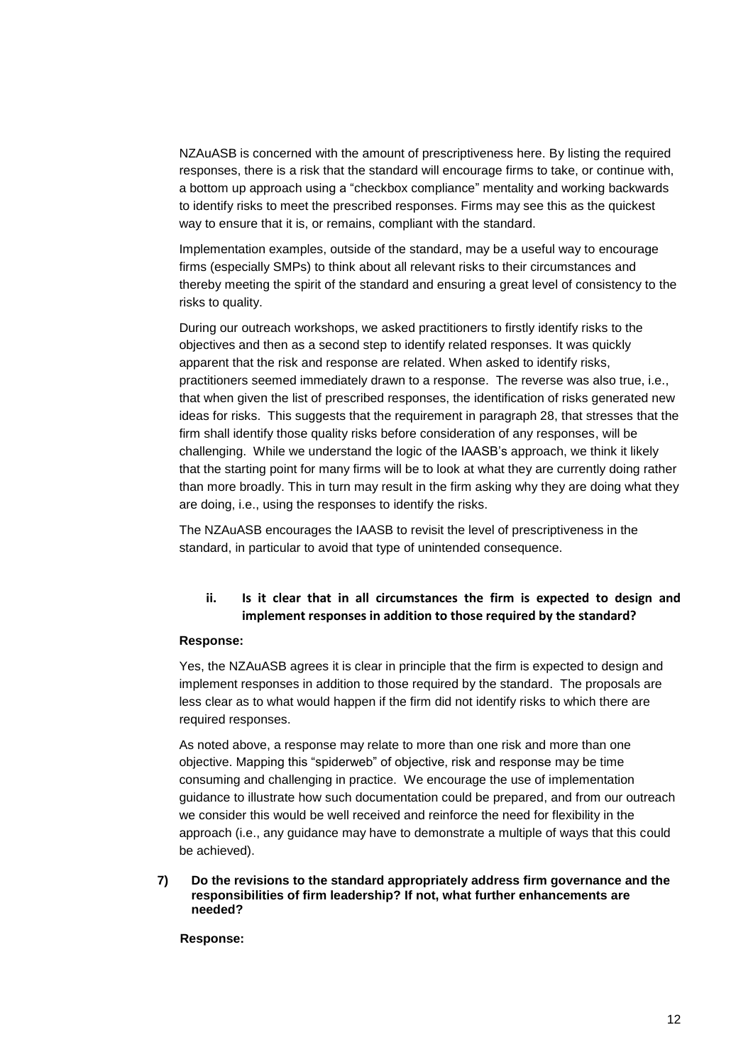NZAuASB is concerned with the amount of prescriptiveness here. By listing the required responses, there is a risk that the standard will encourage firms to take, or continue with, a bottom up approach using a "checkbox compliance" mentality and working backwards to identify risks to meet the prescribed responses. Firms may see this as the quickest way to ensure that it is, or remains, compliant with the standard.

Implementation examples, outside of the standard, may be a useful way to encourage firms (especially SMPs) to think about all relevant risks to their circumstances and thereby meeting the spirit of the standard and ensuring a great level of consistency to the risks to quality.

During our outreach workshops, we asked practitioners to firstly identify risks to the objectives and then as a second step to identify related responses. It was quickly apparent that the risk and response are related. When asked to identify risks, practitioners seemed immediately drawn to a response. The reverse was also true, i.e., that when given the list of prescribed responses, the identification of risks generated new ideas for risks. This suggests that the requirement in paragraph 28, that stresses that the firm shall identify those quality risks before consideration of any responses, will be challenging. While we understand the logic of the IAASB's approach, we think it likely that the starting point for many firms will be to look at what they are currently doing rather than more broadly. This in turn may result in the firm asking why they are doing what they are doing, i.e., using the responses to identify the risks.

The NZAuASB encourages the IAASB to revisit the level of prescriptiveness in the standard, in particular to avoid that type of unintended consequence.

**ii. Is it clear that in all circumstances the firm is expected to design and implement responses in addition to those required by the standard?**

**Response:**

Yes, the NZAuASB agrees it is clear in principle that the firm is expected to design and implement responses in addition to those required by the standard. The proposals are less clear as to what would happen if the firm did not identify risks to which there are required responses.

As noted above, a response may relate to more than one risk and more than one objective. Mapping this "spiderweb" of objective, risk and response may be time consuming and challenging in practice. We encourage the use of implementation guidance to illustrate how such documentation could be prepared, and from our outreach we consider this would be well received and reinforce the need for flexibility in the approach (i.e., any guidance may have to demonstrate a multiple of ways that this could be achieved).

**7) Do the revisions to the standard appropriately address firm governance and the responsibilities of firm leadership? If not, what further enhancements are needed?**

**Response:**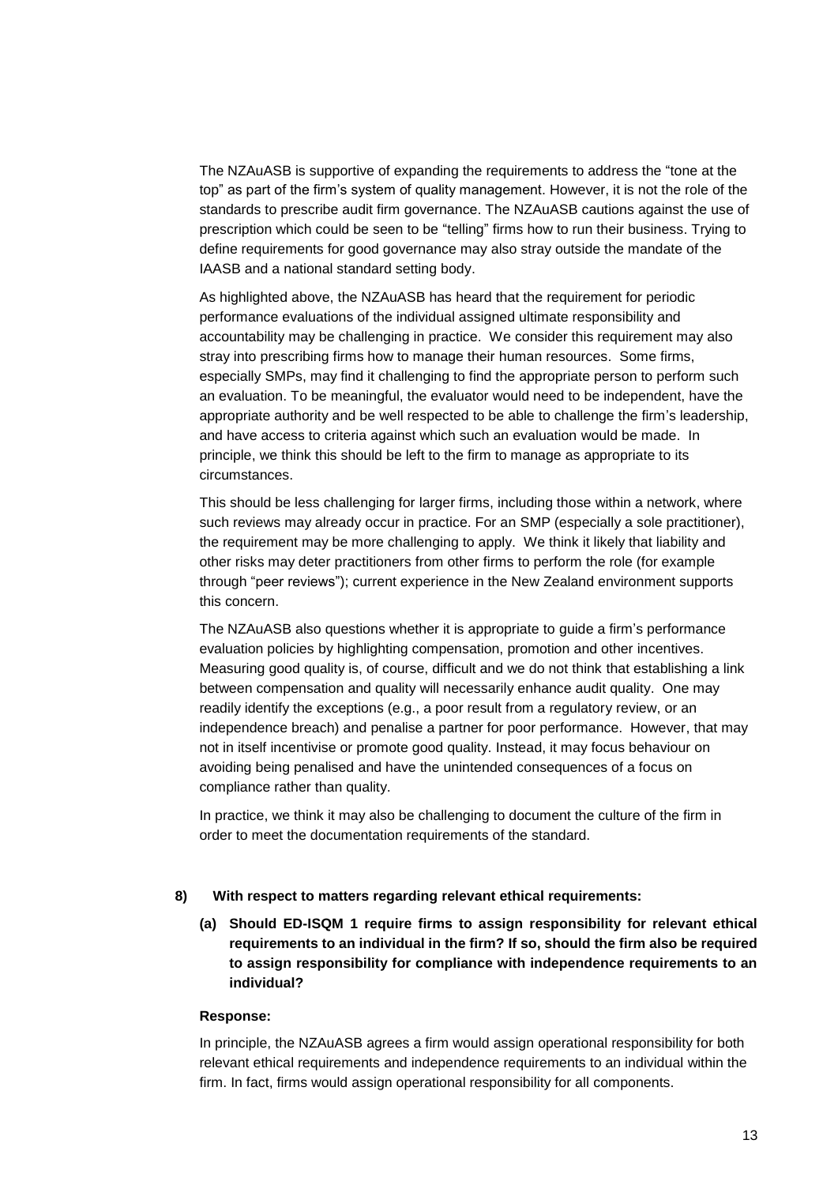The NZAuASB is supportive of expanding the requirements to address the "tone at the top" as part of the firm's system of quality management. However, it is not the role of the standards to prescribe audit firm governance. The NZAuASB cautions against the use of prescription which could be seen to be "telling" firms how to run their business. Trying to define requirements for good governance may also stray outside the mandate of the IAASB and a national standard setting body.

As highlighted above, the NZAuASB has heard that the requirement for periodic performance evaluations of the individual assigned ultimate responsibility and accountability may be challenging in practice. We consider this requirement may also stray into prescribing firms how to manage their human resources. Some firms, especially SMPs, may find it challenging to find the appropriate person to perform such an evaluation. To be meaningful, the evaluator would need to be independent, have the appropriate authority and be well respected to be able to challenge the firm's leadership, and have access to criteria against which such an evaluation would be made. In principle, we think this should be left to the firm to manage as appropriate to its circumstances.

This should be less challenging for larger firms, including those within a network, where such reviews may already occur in practice. For an SMP (especially a sole practitioner), the requirement may be more challenging to apply. We think it likely that liability and other risks may deter practitioners from other firms to perform the role (for example through "peer reviews"); current experience in the New Zealand environment supports this concern.

The NZAuASB also questions whether it is appropriate to guide a firm's performance evaluation policies by highlighting compensation, promotion and other incentives. Measuring good quality is, of course, difficult and we do not think that establishing a link between compensation and quality will necessarily enhance audit quality. One may readily identify the exceptions (e.g., a poor result from a regulatory review, or an independence breach) and penalise a partner for poor performance. However, that may not in itself incentivise or promote good quality. Instead, it may focus behaviour on avoiding being penalised and have the unintended consequences of a focus on compliance rather than quality.

In practice, we think it may also be challenging to document the culture of the firm in order to meet the documentation requirements of the standard.

**8) With respect to matters regarding relevant ethical requirements:**

**(a) Should ED-ISQM 1 require firms to assign responsibility for relevant ethical requirements to an individual in the firm? If so, should the firm also be required to assign responsibility for compliance with independence requirements to an individual?**

**Response:**

In principle, the NZAuASB agrees a firm would assign operational responsibility for both relevant ethical requirements and independence requirements to an individual within the firm. In fact, firms would assign operational responsibility for all components.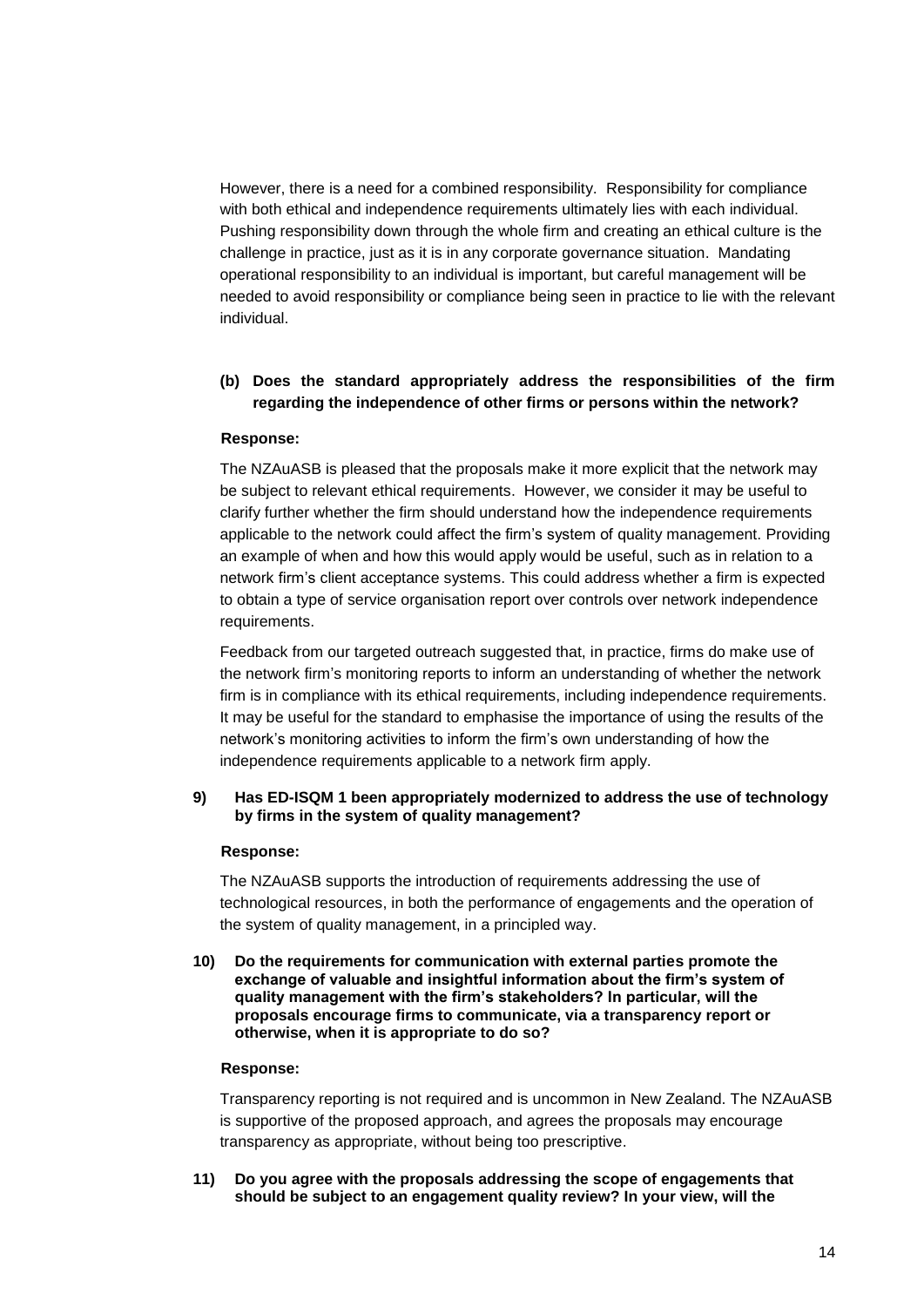However, there is a need for a combined responsibility. Responsibility for compliance with both ethical and independence requirements ultimately lies with each individual. Pushing responsibility down through the whole firm and creating an ethical culture is the challenge in practice, just as it is in any corporate governance situation. Mandating operational responsibility to an individual is important, but careful management will be needed to avoid responsibility or compliance being seen in practice to lie with the relevant individual.

**(b) Does the standard appropriately address the responsibilities of the firm regarding the independence of other firms or persons within the network?**

**Response:**

The NZAuASB is pleased that the proposals make it more explicit that the network may be subject to relevant ethical requirements. However, we consider it may be useful to clarify further whether the firm should understand how the independence requirements applicable to the network could affect the firm's system of quality management. Providing an example of when and how this would apply would be useful, such as in relation to a network firm's client acceptance systems. This could address whether a firm is expected to obtain a type of service organisation report over controls over network independence requirements.

Feedback from our targeted outreach suggested that, in practice, firms do make use of the network firm's monitoring reports to inform an understanding of whether the network firm is in compliance with its ethical requirements, including independence requirements. It may be useful for the standard to emphasise the importance of using the results of the network's monitoring activities to inform the firm's own understanding of how the independence requirements applicable to a network firm apply.

**9) Has ED-ISQM 1 been appropriately modernized to address the use of technology by firms in the system of quality management?**

**Response:**

The NZAuASB supports the introduction of requirements addressing the use of technological resources, in both the performance of engagements and the operation of the system of quality management, in a principled way.

**10) Do the requirements for communication with external parties promote the exchange of valuable and insightful information about the firm's system of quality management with the firm's stakeholders? In particular, will the proposals encourage firms to communicate, via a transparency report or otherwise, when it is appropriate to do so?**

**Response:**

Transparency reporting is not required and is uncommon in New Zealand. The NZAuASB is supportive of the proposed approach, and agrees the proposals may encourage transparency as appropriate, without being too prescriptive.

**11) Do you agree with the proposals addressing the scope of engagements that should be subject to an engagement quality review? In your view, will the**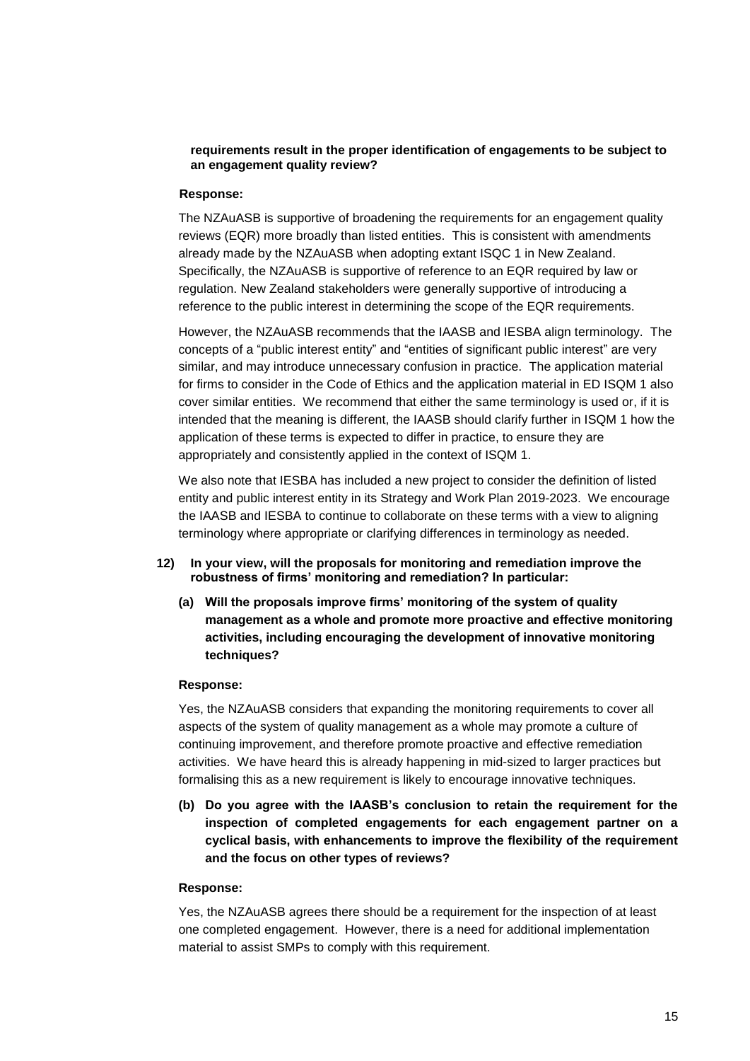**requirements result in the proper identification of engagements to be subject to an engagement quality review?**

**Response:**

The NZAuASB is supportive of broadening the requirements for an engagement quality reviews (EQR) more broadly than listed entities. This is consistent with amendments already made by the NZAuASB when adopting extant ISQC 1 in New Zealand. Specifically, the NZAuASB is supportive of reference to an EQR required by law or regulation. New Zealand stakeholders were generally supportive of introducing a reference to the public interest in determining the scope of the EQR requirements.

However, the NZAuASB recommends that the IAASB and IESBA align terminology. The concepts of a "public interest entity" and "entities of significant public interest" are very similar, and may introduce unnecessary confusion in practice. The application material for firms to consider in the Code of Ethics and the application material in ED ISQM 1 also cover similar entities. We recommend that either the same terminology is used or, if it is intended that the meaning is different, the IAASB should clarify further in ISQM 1 how the application of these terms is expected to differ in practice, to ensure they are appropriately and consistently applied in the context of ISQM 1.

We also note that IESBA has included a new project to consider the definition of listed entity and public interest entity in its Strategy and Work Plan 2019-2023. We encourage the IAASB and IESBA to continue to collaborate on these terms with a view to aligning terminology where appropriate or clarifying differences in terminology as needed.

**12) In your view, will the proposals for monitoring and remediation improve the robustness of firms' monitoring and remediation? In particular:**

**(a) Will the proposals improve firms' monitoring of the system of quality management as a whole and promote more proactive and effective monitoring activities, including encouraging the development of innovative monitoring techniques?**

**Response:**

Yes, the NZAuASB considers that expanding the monitoring requirements to cover all aspects of the system of quality management as a whole may promote a culture of continuing improvement, and therefore promote proactive and effective remediation activities. We have heard this is already happening in mid-sized to larger practices but formalising this as a new requirement is likely to encourage innovative techniques.

**(b) Do you agree with the IAASB's conclusion to retain the requirement for the inspection of completed engagements for each engagement partner on a cyclical basis, with enhancements to improve the flexibility of the requirement and the focus on other types of reviews?**

**Response:**

Yes, the NZAuASB agrees there should be a requirement for the inspection of at least one completed engagement. However, there is a need for additional implementation material to assist SMPs to comply with this requirement.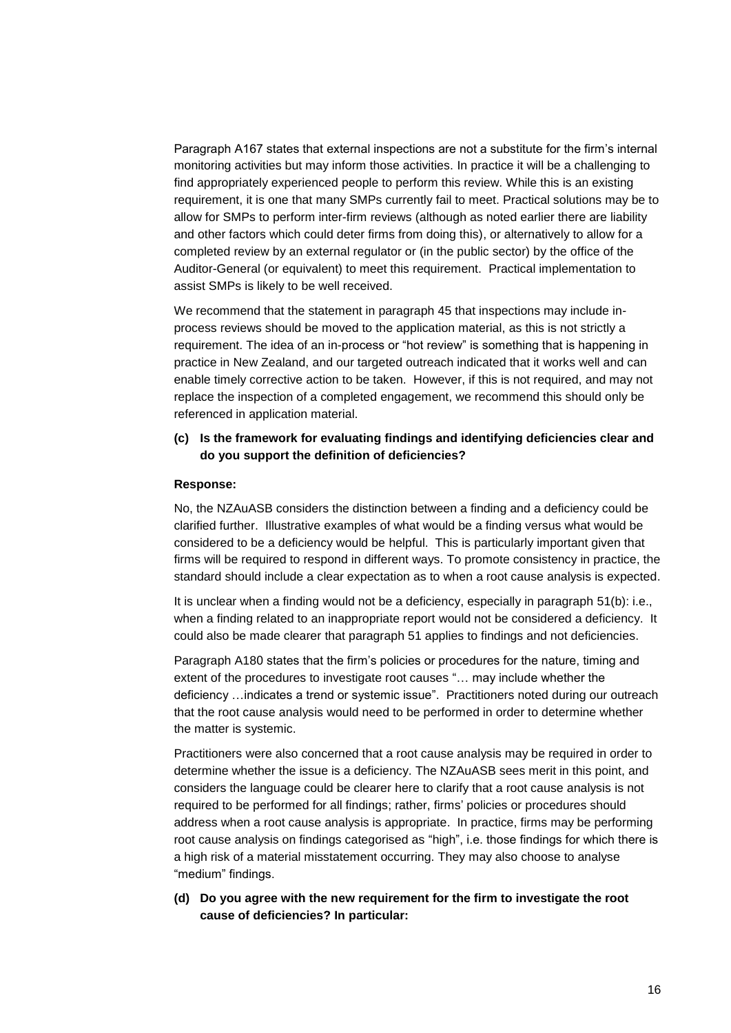Paragraph A167 states that external inspections are not a substitute for the firm's internal monitoring activities but may inform those activities. In practice it will be a challenging to find appropriately experienced people to perform this review. While this is an existing requirement, it is one that many SMPs currently fail to meet. Practical solutions may be to allow for SMPs to perform inter-firm reviews (although as noted earlier there are liability and other factors which could deter firms from doing this), or alternatively to allow for a completed review by an external regulator or (in the public sector) by the office of the Auditor-General (or equivalent) to meet this requirement. Practical implementation to assist SMPs is likely to be well received.

We recommend that the statement in paragraph 45 that inspections may include in-process reviews should be moved to the application material, as this is not strictly a requirement. The idea of an in-process or "hot review" is something that is happening in practice in New Zealand, and our targeted outreach indicated that it works well and can enable timely corrective action to be taken. However, if this is not required, and may not replace the inspection of a completed engagement, we recommend this should only be referenced in application material.

**(c) Is the framework for evaluating findings and identifying deficiencies clear and do you support the definition of deficiencies?**

**Response:**

No, the NZAuASB considers the distinction between a finding and a deficiency could be clarified further. Illustrative examples of what would be a finding versus what would be considered to be a deficiency would be helpful. This is particularly important given that firms will be required to respond in different ways. To promote consistency in practice, the standard should include a clear expectation as to when a root cause analysis is expected.

It is unclear when a finding would not be a deficiency, especially in paragraph 51(b): i.e., when a finding related to an inappropriate report would not be considered a deficiency. It could also be made clearer that paragraph 51 applies to findings and not deficiencies.

Paragraph A180 states that the firm's policies or procedures for the nature, timing and extent of the procedures to investigate root causes "… may include whether the deficiency …indicates a trend or systemic issue". Practitioners noted during our outreach that the root cause analysis would need to be performed in order to determine whether the matter is systemic.

Practitioners were also concerned that a root cause analysis may be required in order to determine whether the issue is a deficiency. The NZAuASB sees merit in this point, and considers the language could be clearer here to clarify that a root cause analysis is not required to be performed for all findings; rather, firms' policies or procedures should address when a root cause analysis is appropriate. In practice, firms may be performing root cause analysis on findings categorised as "high", i.e. those findings for which there is a high risk of a material misstatement occurring. They may also choose to analyse "medium" findings.

**(d) Do you agree with the new requirement for the firm to investigate the root cause of deficiencies? In particular:**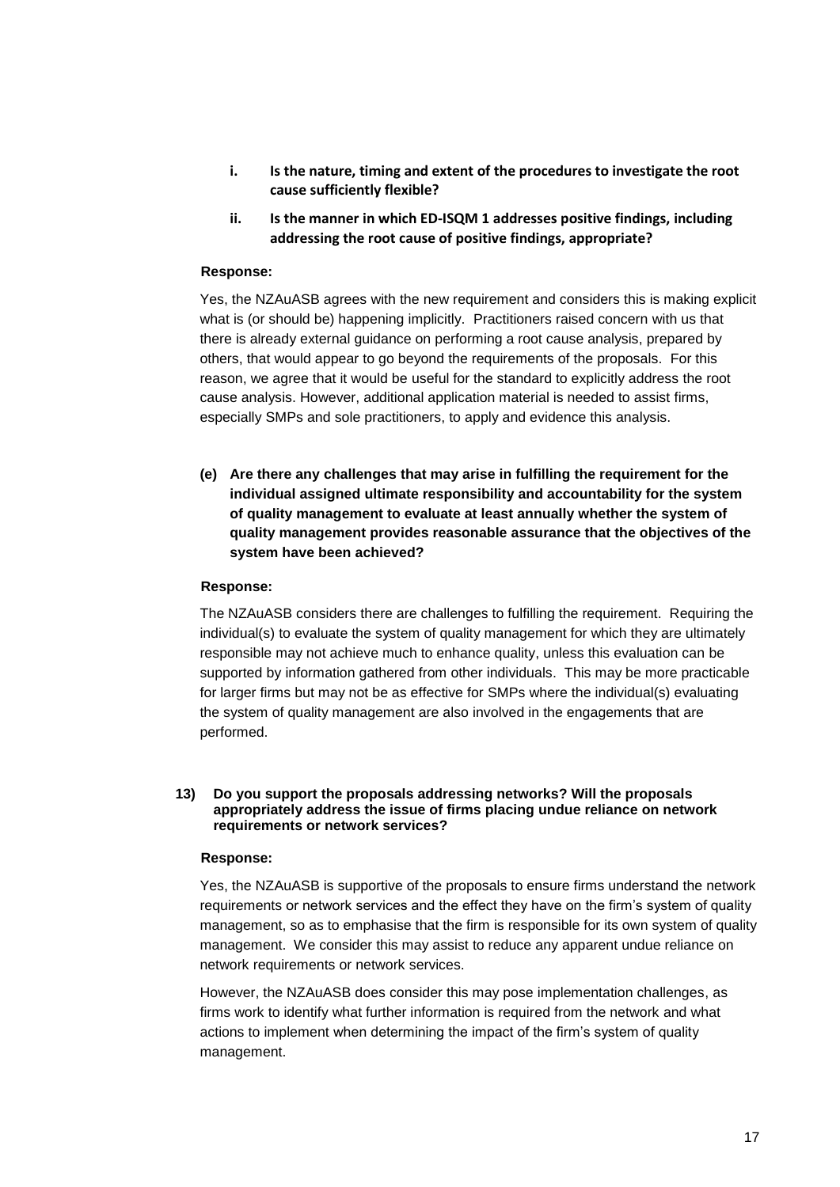i. **Is the nature, timing and extent of the procedures to investigate the root cause sufficiently flexible?**

ii. **Is the manner in which ED-ISQM 1 addresses positive findings, including addressing the root cause of positive findings, appropriate?**

**Response:**

Yes, the NZAuASB agrees with the new requirement and considers this is making explicit what is (or should be) happening implicitly. Practitioners raised concern with us that there is already external guidance on performing a root cause analysis, prepared by others, that would appear to go beyond the requirements of the proposals. For this reason, we agree that it would be useful for the standard to explicitly address the root cause analysis. However, additional application material is needed to assist firms, especially SMPs and sole practitioners, to apply and evidence this analysis.

**(e) Are there any challenges that may arise in fulfilling the requirement for the individual assigned ultimate responsibility and accountability for the system of quality management to evaluate at least annually whether the system of quality management provides reasonable assurance that the objectives of the system have been achieved?**

**Response:**

The NZAuASB considers there are challenges to fulfilling the requirement. Requiring the individual(s) to evaluate the system of quality management for which they are ultimately responsible may not achieve much to enhance quality, unless this evaluation can be supported by information gathered from other individuals. This may be more practicable for larger firms but may not be as effective for SMPs where the individual(s) evaluating the system of quality management are also involved in the engagements that are performed.

**13) Do you support the proposals addressing networks? Will the proposals appropriately address the issue of firms placing undue reliance on network requirements or network services?**

**Response:**

Yes, the NZAuASB is supportive of the proposals to ensure firms understand the network requirements or network services and the effect they have on the firm's system of quality management, so as to emphasise that the firm is responsible for its own system of quality management. We consider this may assist to reduce any apparent undue reliance on network requirements or network services.

However, the NZAuASB does consider this may pose implementation challenges, as firms work to identify what further information is required from the network and what actions to implement when determining the impact of the firm's system of quality management.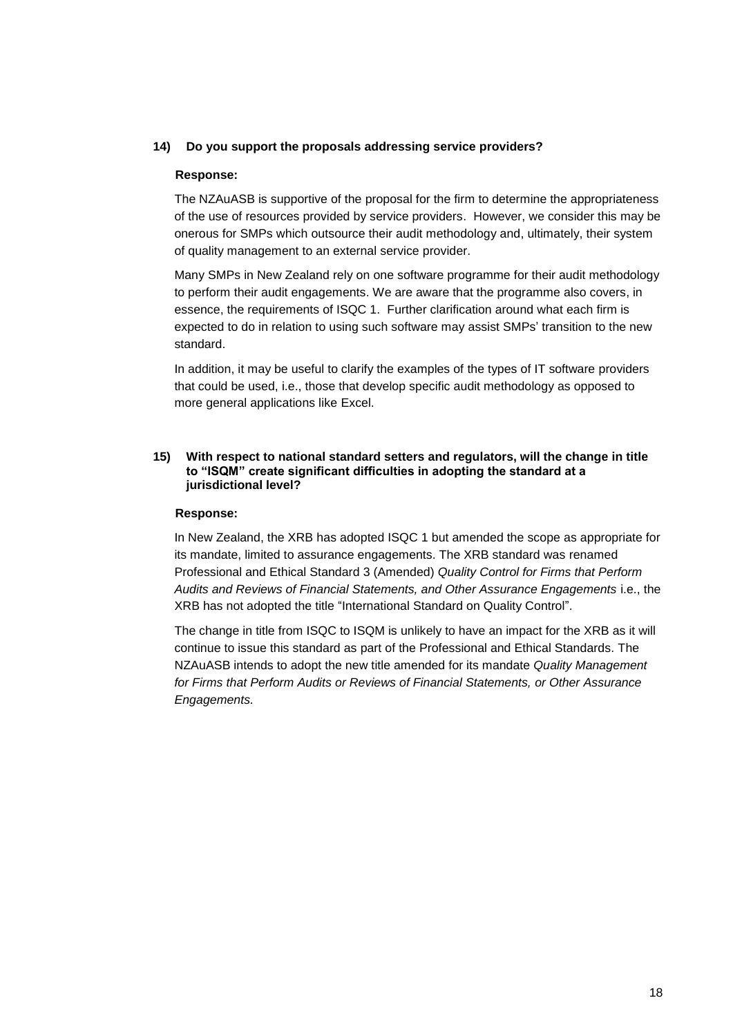**14) Do you support the proposals addressing service providers?**

**Response:**

The NZAuASB is supportive of the proposal for the firm to determine the appropriateness of the use of resources provided by service providers. However, we consider this may be onerous for SMPs which outsource their audit methodology and, ultimately, their system of quality management to an external service provider.

Many SMPs in New Zealand rely on one software programme for their audit methodology to perform their audit engagements. We are aware that the programme also covers, in essence, the requirements of ISQC 1. Further clarification around what each firm is expected to do in relation to using such software may assist SMPs' transition to the new standard.

In addition, it may be useful to clarify the examples of the types of IT software providers that could be used, i.e., those that develop specific audit methodology as opposed to more general applications like Excel.

**15) With respect to national standard setters and regulators, will the change in title to "ISQM" create significant difficulties in adopting the standard at a jurisdictional level?**

**Response:**

In New Zealand, the XRB has adopted ISQC 1 but amended the scope as appropriate for its mandate, limited to assurance engagements. The XRB standard was renamed Professional and Ethical Standard 3 (Amended) *Quality Control for Firms that Perform Audits and Reviews of Financial Statements, and Other Assurance Engagements* i.e., the XRB has not adopted the title "International Standard on Quality Control".

The change in title from ISQC to ISQM is unlikely to have an impact for the XRB as it will continue to issue this standard as part of the Professional and Ethical Standards. The NZAuASB intends to adopt the new title amended for its mandate *Quality Management for Firms that Perform Audits or Reviews of Financial Statements, or Other Assurance Engagements.*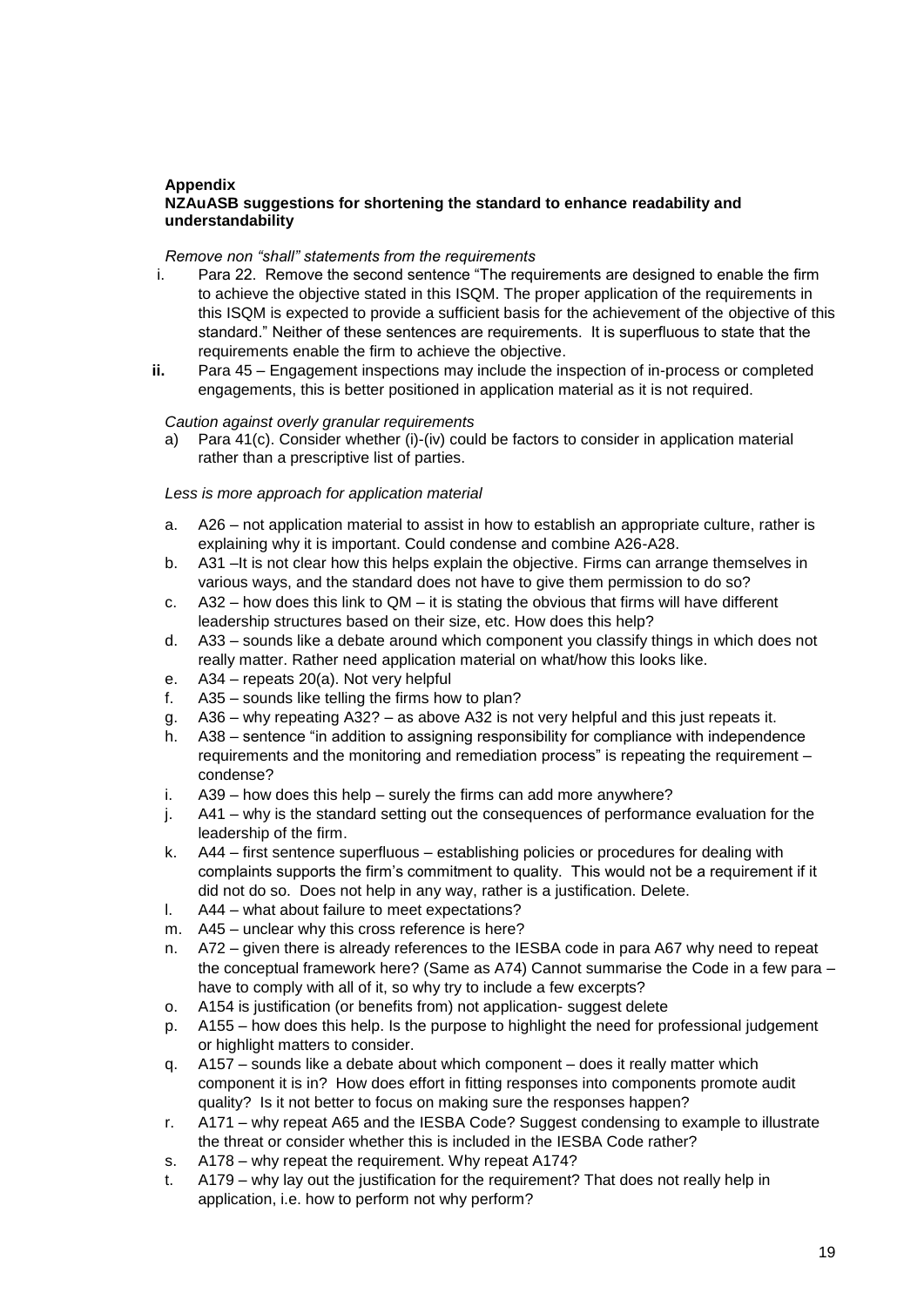**Appendix**
**NZAuASB suggestions for shortening the standard to enhance readability and understandability**

*Remove non "shall" statements from the requirements*

i. Para 22. Remove the second sentence "The requirements are designed to enable the firm to achieve the objective stated in this ISQM. The proper application of the requirements in this ISQM is expected to provide a sufficient basis for the achievement of the objective of this standard." Neither of these sentences are requirements. It is superfluous to state that the requirements enable the firm to achieve the objective.

**ii.** Para 45 – Engagement inspections may include the inspection of in-process or completed engagements, this is better positioned in application material as it is not required.

*Caution against overly granular requirements*

a) Para 41(c). Consider whether (i)-(iv) could be factors to consider in application material rather than a prescriptive list of parties.

*Less is more approach for application material*

a. A26 – not application material to assist in how to establish an appropriate culture, rather is explaining why it is important. Could condense and combine A26-A28.
b. A31 –It is not clear how this helps explain the objective. Firms can arrange themselves in various ways, and the standard does not have to give them permission to do so?
c. A32 – how does this link to QM – it is stating the obvious that firms will have different leadership structures based on their size, etc. How does this help?
d. A33 – sounds like a debate around which component you classify things in which does not really matter. Rather need application material on what/how this looks like.
e. A34 – repeats 20(a). Not very helpful
f. A35 – sounds like telling the firms how to plan?
g. A36 – why repeating A32? – as above A32 is not very helpful and this just repeats it.
h. A38 – sentence "in addition to assigning responsibility for compliance with independence requirements and the monitoring and remediation process" is repeating the requirement – condense?
i. A39 – how does this help – surely the firms can add more anywhere?
j. A41 – why is the standard setting out the consequences of performance evaluation for the leadership of the firm.
k. A44 – first sentence superfluous – establishing policies or procedures for dealing with complaints supports the firm's commitment to quality. This would not be a requirement if it did not do so. Does not help in any way, rather is a justification. Delete.
l. A44 – what about failure to meet expectations?
m. A45 – unclear why this cross reference is here?
n. A72 – given there is already references to the IESBA code in para A67 why need to repeat the conceptual framework here? (Same as A74) Cannot summarise the Code in a few para – have to comply with all of it, so why try to include a few excerpts?
o. A154 is justification (or benefits from) not application- suggest delete
p. A155 – how does this help. Is the purpose to highlight the need for professional judgement or highlight matters to consider.
q. A157 – sounds like a debate about which component – does it really matter which component it is in? How does effort in fitting responses into components promote audit quality? Is it not better to focus on making sure the responses happen?
r. A171 – why repeat A65 and the IESBA Code? Suggest condensing to example to illustrate the threat or consider whether this is included in the IESBA Code rather?
s. A178 – why repeat the requirement. Why repeat A174?
t. A179 – why lay out the justification for the requirement? That does not really help in application, i.e. how to perform not why perform?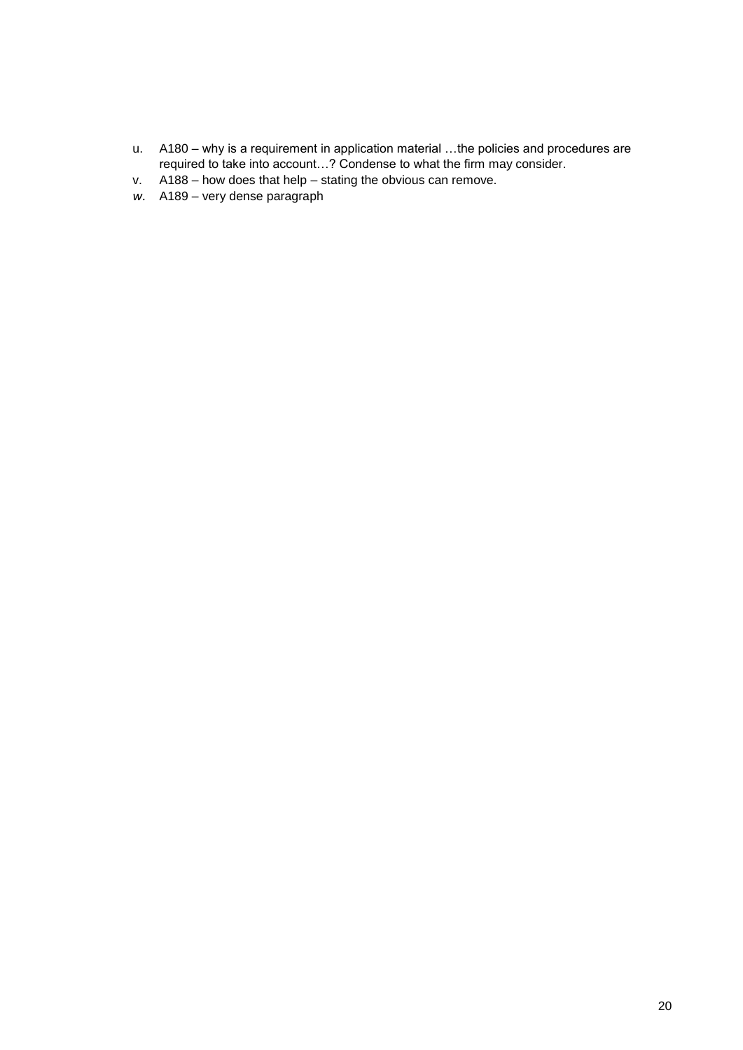u. A180 – why is a requirement in application material …the policies and procedures are required to take into account…? Condense to what the firm may consider.

v. A188 – how does that help – stating the obvious can remove.

w. A189 – very dense paragraph